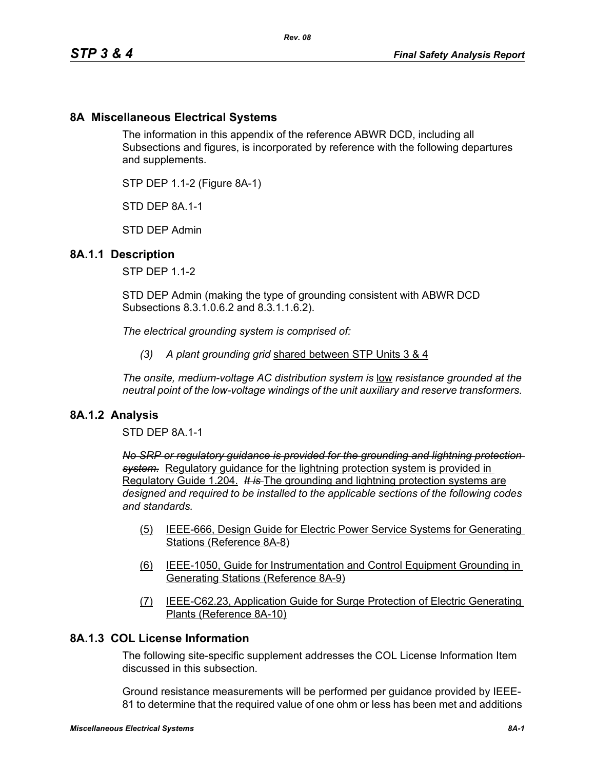## 8A Miscellaneous Electrical Systems

The information in this appendix of the reference ABWR DCD, including all Subsections and figures, is incorporated by reference with the following departures and supplements.

STP DEP 1.1-2 (Figure 8A-1)

STD DEP 8A.1-1

STD DEP Admin

### 8A.1.1 Description

STP DEP 1.1-2

STD DEP Admin (making the type of grounding consistent with ABWR DCD Subsections 8.3.1.0.6.2 and 8.3.1.1.6.2).

*The electrical grounding system is comprised of:*

*(3) A plant grounding grid* <u>shared between STP Units 3 & 4</u>

*The onsite, medium-voltage AC distribution system is* <u>low</u> *resistance grounded at the neutral point of the low-voltage windings of the unit auxiliary and reserve transformers.*

### 8A.1.2 Analysis

STD DEP 8A.1-1

~~*No SRP or regulatory guidance is provided for the grounding and lightning protection system.*~~ <u>Regulatory guidance for the lightning protection system is provided in Regulatory Guide 1.204.</u> ~~*It is*~~ <u>The grounding and lightning protection systems are</u> *designed and required to be installed to the applicable sections of the following codes and standards.*

<u>(5) IEEE-666, Design Guide for Electric Power Service Systems for Generating Stations (Reference 8A-8)</u>

<u>(6) IEEE-1050, Guide for Instrumentation and Control Equipment Grounding in Generating Stations (Reference 8A-9)</u>

<u>(7) IEEE-C62.23, Application Guide for Surge Protection of Electric Generating Plants (Reference 8A-10)</u>

### 8A.1.3 COL License Information

The following site-specific supplement addresses the COL License Information Item discussed in this subsection.

Ground resistance measurements will be performed per guidance provided by IEEE-81 to determine that the required value of one ohm or less has been met and additions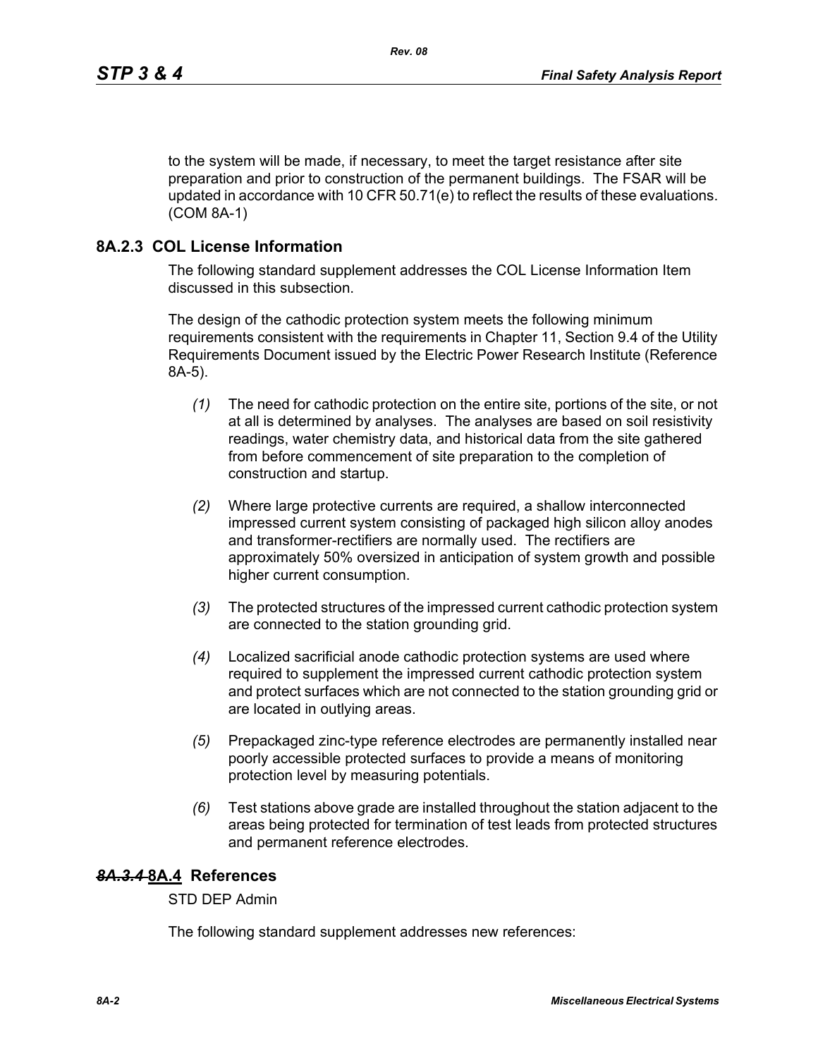to the system will be made, if necessary, to meet the target resistance after site preparation and prior to construction of the permanent buildings. The FSAR will be updated in accordance with 10 CFR 50.71(e) to reflect the results of these evaluations. (COM 8A-1)

## 8A.2.3 COL License Information

The following standard supplement addresses the COL License Information Item discussed in this subsection.

The design of the cathodic protection system meets the following minimum requirements consistent with the requirements in Chapter 11, Section 9.4 of the Utility Requirements Document issued by the Electric Power Research Institute (Reference 8A-5).

*(1)* The need for cathodic protection on the entire site, portions of the site, or not at all is determined by analyses. The analyses are based on soil resistivity readings, water chemistry data, and historical data from the site gathered from before commencement of site preparation to the completion of construction and startup.

*(2)* Where large protective currents are required, a shallow interconnected impressed current system consisting of packaged high silicon alloy anodes and transformer-rectifiers are normally used. The rectifiers are approximately 50% oversized in anticipation of system growth and possible higher current consumption.

*(3)* The protected structures of the impressed current cathodic protection system are connected to the station grounding grid.

*(4)* Localized sacrificial anode cathodic protection systems are used where required to supplement the impressed current cathodic protection system and protect surfaces which are not connected to the station grounding grid or are located in outlying areas.

*(5)* Prepackaged zinc-type reference electrodes are permanently installed near poorly accessible protected surfaces to provide a means of monitoring protection level by measuring potentials.

*(6)* Test stations above grade are installed throughout the station adjacent to the areas being protected for termination of test leads from protected structures and permanent reference electrodes.

## ~~*8A.3.4*~~ 8A.4 References

STD DEP Admin

The following standard supplement addresses new references: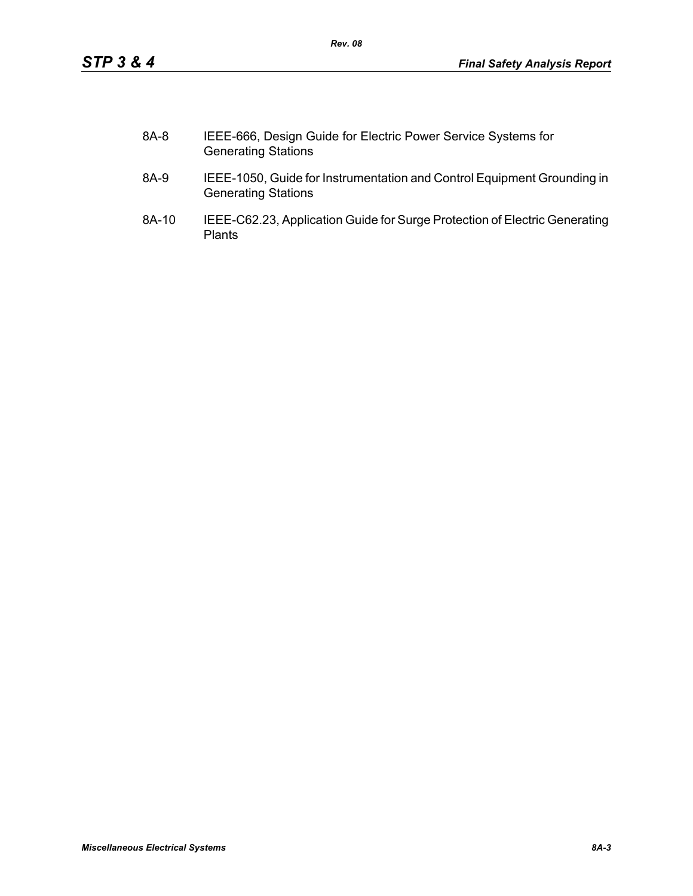8A-8 IEEE-666, Design Guide for Electric Power Service Systems for Generating Stations

8A-9 IEEE-1050, Guide for Instrumentation and Control Equipment Grounding in Generating Stations

8A-10 IEEE-C62.23, Application Guide for Surge Protection of Electric Generating Plants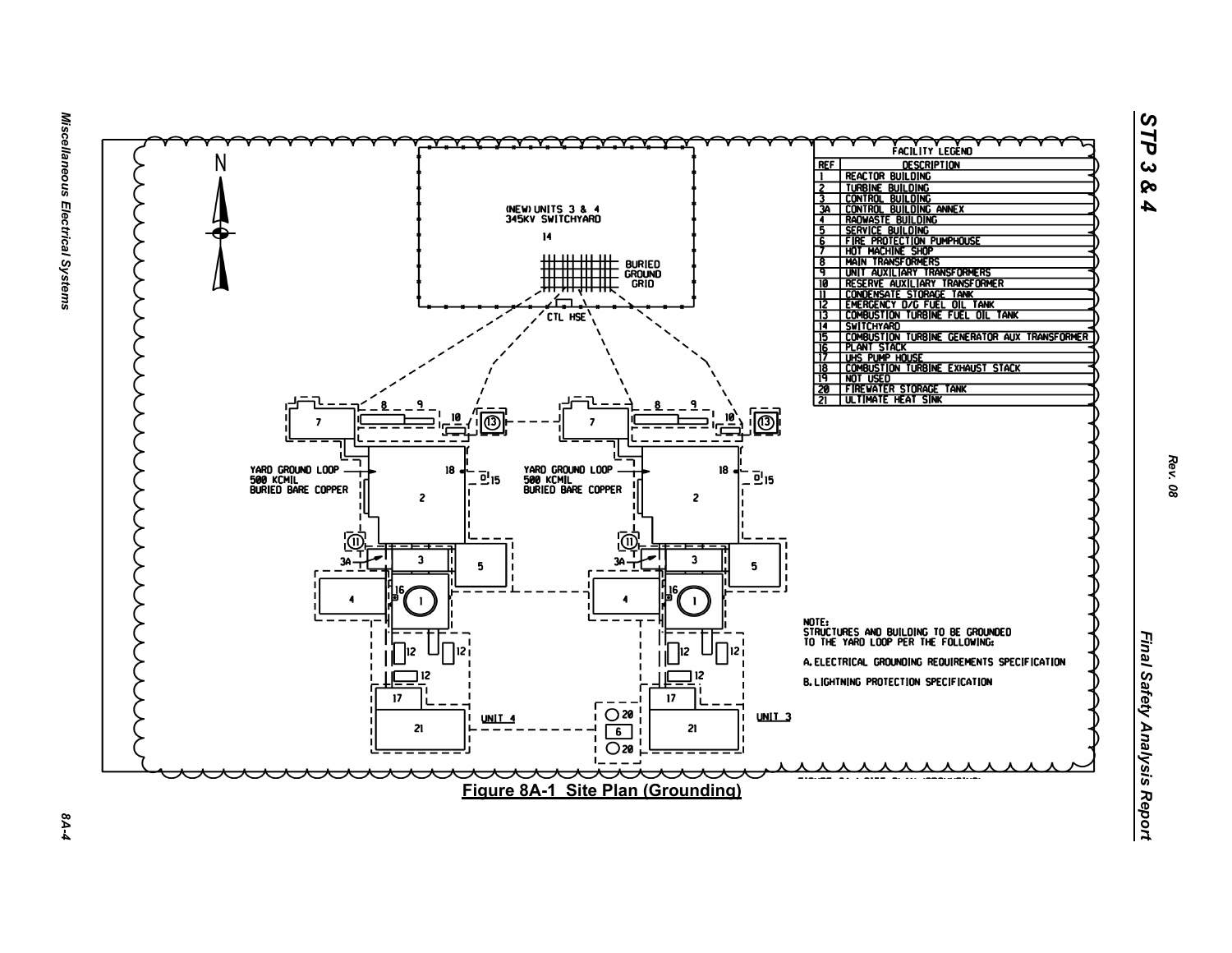FACILITY LEGEND

| REF | DESCRIPTION |
|---|---|
| 1 | REACTOR BUILDING |
| 2 | TURBINE BUILDING |
| 3 | CONTROL BUILDING |
| 3A | CONTROL BUILDING ANNEX |
| 4 | RADWASTE BUILDING |
| 5 | SERVICE BUILDING |
| 6 | FIRE PROTECTION PUMPHOUSE |
| 7 | HOT MACHINE SHOP |
| 8 | MAIN TRANSFORMERS |
| 9 | UNIT AUXILIARY TRANSFORMERS |
| 10 | RESERVE AUXILIARY TRANSFORMER |
| 11 | CONDENSATE STORAGE TANK |
| 12 | EMERGENCY D/G FUEL OIL TANK |
| 13 | COMBUSTION TURBINE FUEL OIL TANK |
| 14 | SWITCHYARD |
| 15 | COMBUSTION TURBINE GENERATOR AUX TRANSFORMER |
| 16 | PLANT STACK |
| 17 | UHS PUMP HOUSE |
| 18 | COMBUSTION TURBINE EXHAUST STACK |
| 19 | NOT USED |
| 20 | FIREWATER STORAGE TANK |
| 21 | ULTIMATE HEAT SINK |

N

(NEW) UNITS 3 & 4
345KV SWITCHYARD

14

BURIED
GROUND
GRID

CTL HSE

YARD GROUND LOOP
500 KCMIL
BURIED BARE COPPER

YARD GROUND LOOP
500 KCMIL
BURIED BARE COPPER

UNIT 4

UNIT 3

NOTE:
STRUCTURES AND BUILDING TO BE GROUNDED
TO THE YARD LOOP PER THE FOLLOWING:

A. ELECTRICAL GROUNDING REQUIREMENTS SPECIFICATION

B. LIGHTNING PROTECTION SPECIFICATION

**Figure 8A-1 Site Plan (Grounding)**